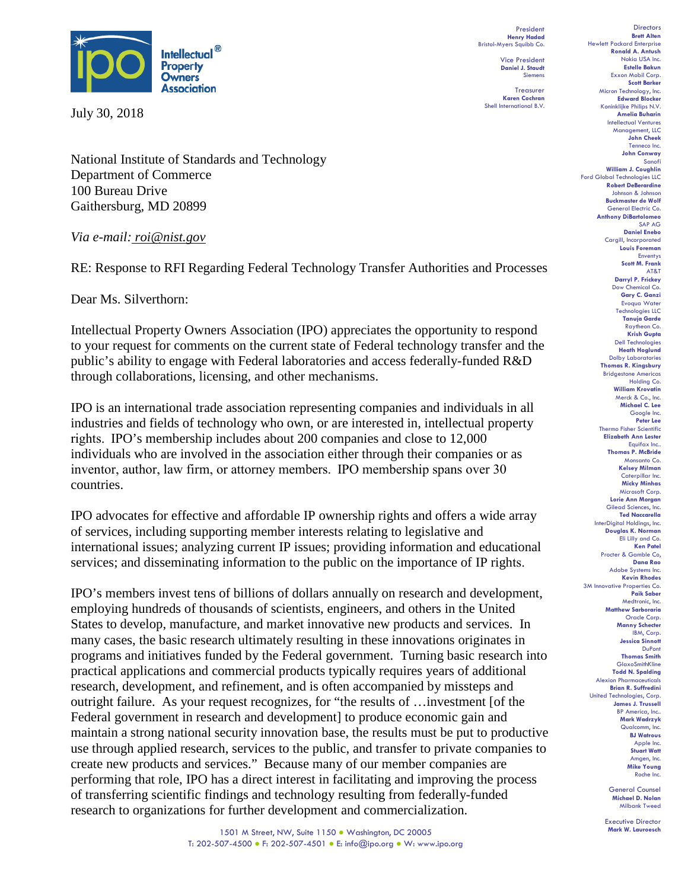Intellectual Property Owners Association

President
**Henry Hadad**
Bristol-Myers Squibb Co.

Vice President
**Daniel J. Staudt**
Siemens

Treasurer
**Karen Cochran**
Shell International B.V.

Directors
**Brett Alten**
Hewlett Packard Enterprise
**Ronald A. Antush**
Nokia USA Inc.
**Estelle Bakun**
Exxon Mobil Corp.
**Scott Barker**
Micron Technology, Inc.
**Edward Blocker**
Koninklijke Philips N.V.
**Amelia Buharin**
Intellectual Ventures Management, LLC
**John Cheek**
Tenneco Inc.
**John Conway**
Sanofi
**William J. Coughlin**
Ford Global Technologies LLC
**Robert DeBerardine**
Johnson & Johnson
**Buckmaster de Wolf**
General Electric Co.
**Anthony DiBartolomeo**
SAP AG
**Daniel Enebo**
Cargill, Incorporated
**Louis Foreman**
Enventys
**Scott M. Frank**
AT&T
**Darryl P. Frickey**
Dow Chemical Co.
**Gary C. Ganzi**
Evoqua Water Technologies LLC
**Tanuja Garde**
Raytheon Co.
**Krish Gupta**
Dell Technologies
**Heath Hoglund**
Dolby Laboratories
**Thomas R. Kingsbury**
Bridgestone Americas Holding Co.
**William Krovatin**
Merck & Co., Inc.
**Michael C. Lee**
Google Inc.
**Peter Lee**
Thermo Fisher Scientific
**Elizabeth Ann Lester**
Equifax Inc..
**Thomas P. McBride**
Monsanto Co.
**Kelsey Milman**
Caterpillar Inc.
**Micky Minhas**
Microsoft Corp.
**Lorie Ann Morgan**
Gilead Sciences, Inc.
**Ted Naccarella**
InterDigital Holdings, Inc.
**Douglas K. Norman**
Eli Lilly and Co.
**Ken Patel**
Procter & Gamble Co,
**Dana Rao**
Adobe Systems Inc.
**Kevin Rhodes**
3M Innovative Properties Co.
**Paik Saber**
Medtronic, Inc.
**Matthew Sarboraria**
Oracle Corp.
**Manny Schecter**
IBM, Corp.
**Jessica Sinnott**
DuPont
**Thomas Smith**
GlaxoSmithKline
**Todd N. Spalding**
Alexion Pharmaceuticals
**Brian R. Suffredini**
United Technologies, Corp.
**James J. Trussell**
BP America, Inc..
**Mark Wadrzyk**
Qualcomm, Inc.
**BJ Watrous**
Apple Inc.
**Stuart Watt**
Amgen, Inc.
**Mike Young**
Roche Inc.

General Counsel
**Michael D. Nolan**
Milbank Tweed

Executive Director
**Mark W. Lauroesch**

July 30, 2018

National Institute of Standards and Technology
Department of Commerce
100 Bureau Drive
Gaithersburg, MD 20899

*Via e-mail: roi@nist.gov*

RE: Response to RFI Regarding Federal Technology Transfer Authorities and Processes

Dear Ms. Silverthorn:

Intellectual Property Owners Association (IPO) appreciates the opportunity to respond to your request for comments on the current state of Federal technology transfer and the public's ability to engage with Federal laboratories and access federally-funded R&D through collaborations, licensing, and other mechanisms.

IPO is an international trade association representing companies and individuals in all industries and fields of technology who own, or are interested in, intellectual property rights. IPO's membership includes about 200 companies and close to 12,000 individuals who are involved in the association either through their companies or as inventor, author, law firm, or attorney members. IPO membership spans over 30 countries.

IPO advocates for effective and affordable IP ownership rights and offers a wide array of services, including supporting member interests relating to legislative and international issues; analyzing current IP issues; providing information and educational services; and disseminating information to the public on the importance of IP rights.

IPO's members invest tens of billions of dollars annually on research and development, employing hundreds of thousands of scientists, engineers, and others in the United States to develop, manufacture, and market innovative new products and services. In many cases, the basic research ultimately resulting in these innovations originates in programs and initiatives funded by the Federal government. Turning basic research into practical applications and commercial products typically requires years of additional research, development, and refinement, and is often accompanied by missteps and outright failure. As your request recognizes, for "the results of …investment [of the Federal government in research and development] to produce economic gain and maintain a strong national security innovation base, the results must be put to productive use through applied research, services to the public, and transfer to private companies to create new products and services." Because many of our member companies are performing that role, IPO has a direct interest in facilitating and improving the process of transferring scientific findings and technology resulting from federally-funded research to organizations for further development and commercialization.

1501 M Street, NW, Suite 1150 • Washington, DC 20005
T: 202-507-4500 • F: 202-507-4501 • E: info@ipo.org • W: www.ipo.org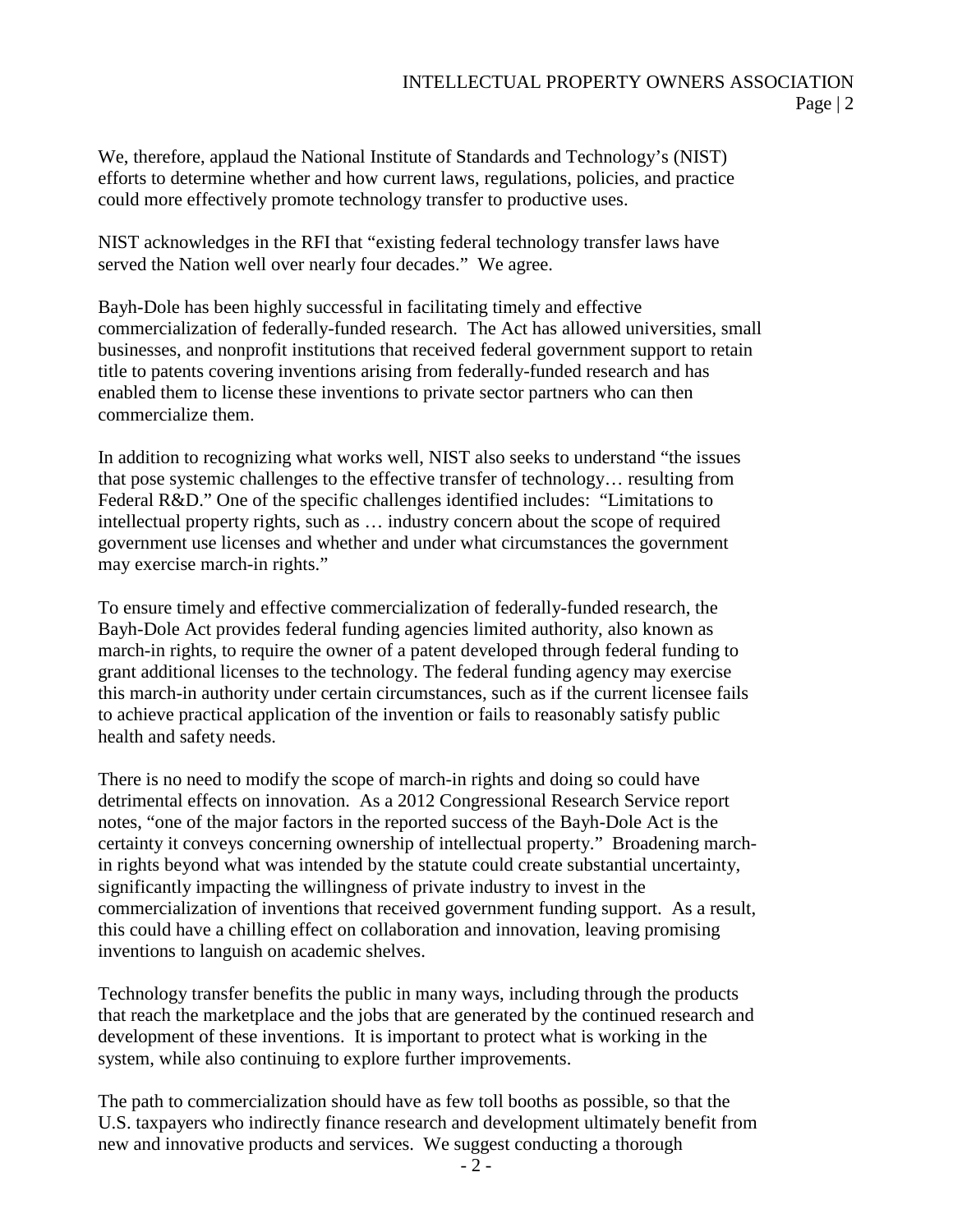We, therefore, applaud the National Institute of Standards and Technology's (NIST) efforts to determine whether and how current laws, regulations, policies, and practice could more effectively promote technology transfer to productive uses.

NIST acknowledges in the RFI that "existing federal technology transfer laws have served the Nation well over nearly four decades." We agree.

Bayh-Dole has been highly successful in facilitating timely and effective commercialization of federally-funded research. The Act has allowed universities, small businesses, and nonprofit institutions that received federal government support to retain title to patents covering inventions arising from federally-funded research and has enabled them to license these inventions to private sector partners who can then commercialize them.

In addition to recognizing what works well, NIST also seeks to understand "the issues that pose systemic challenges to the effective transfer of technology… resulting from Federal R&D." One of the specific challenges identified includes: "Limitations to intellectual property rights, such as … industry concern about the scope of required government use licenses and whether and under what circumstances the government may exercise march-in rights."

To ensure timely and effective commercialization of federally-funded research, the Bayh-Dole Act provides federal funding agencies limited authority, also known as march-in rights, to require the owner of a patent developed through federal funding to grant additional licenses to the technology. The federal funding agency may exercise this march-in authority under certain circumstances, such as if the current licensee fails to achieve practical application of the invention or fails to reasonably satisfy public health and safety needs.

There is no need to modify the scope of march-in rights and doing so could have detrimental effects on innovation. As a 2012 Congressional Research Service report notes, "one of the major factors in the reported success of the Bayh-Dole Act is the certainty it conveys concerning ownership of intellectual property." Broadening march-in rights beyond what was intended by the statute could create substantial uncertainty, significantly impacting the willingness of private industry to invest in the commercialization of inventions that received government funding support. As a result, this could have a chilling effect on collaboration and innovation, leaving promising inventions to languish on academic shelves.

Technology transfer benefits the public in many ways, including through the products that reach the marketplace and the jobs that are generated by the continued research and development of these inventions. It is important to protect what is working in the system, while also continuing to explore further improvements.

The path to commercialization should have as few toll booths as possible, so that the U.S. taxpayers who indirectly finance research and development ultimately benefit from new and innovative products and services. We suggest conducting a thorough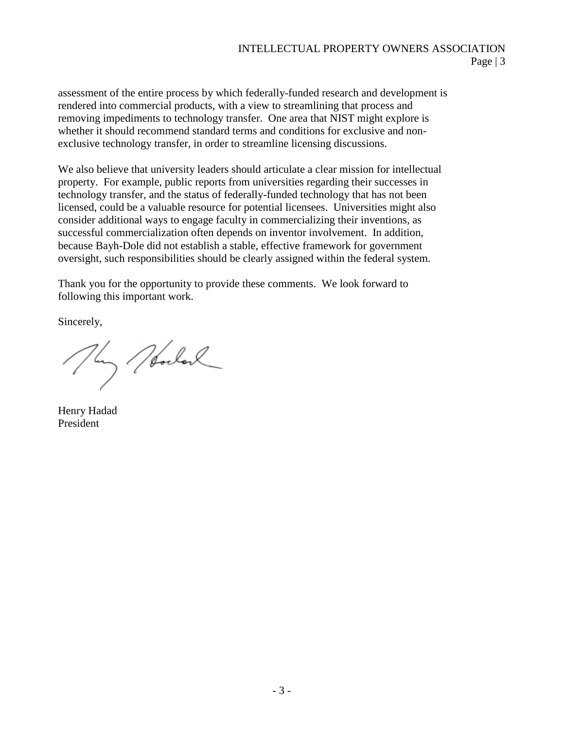assessment of the entire process by which federally-funded research and development is rendered into commercial products, with a view to streamlining that process and removing impediments to technology transfer. One area that NIST might explore is whether it should recommend standard terms and conditions for exclusive and non-exclusive technology transfer, in order to streamline licensing discussions.

We also believe that university leaders should articulate a clear mission for intellectual property. For example, public reports from universities regarding their successes in technology transfer, and the status of federally-funded technology that has not been licensed, could be a valuable resource for potential licensees. Universities might also consider additional ways to engage faculty in commercializing their inventions, as successful commercialization often depends on inventor involvement. In addition, because Bayh-Dole did not establish a stable, effective framework for government oversight, such responsibilities should be clearly assigned within the federal system.

Thank you for the opportunity to provide these comments. We look forward to following this important work.

Sincerely,

Henry Hadad
President